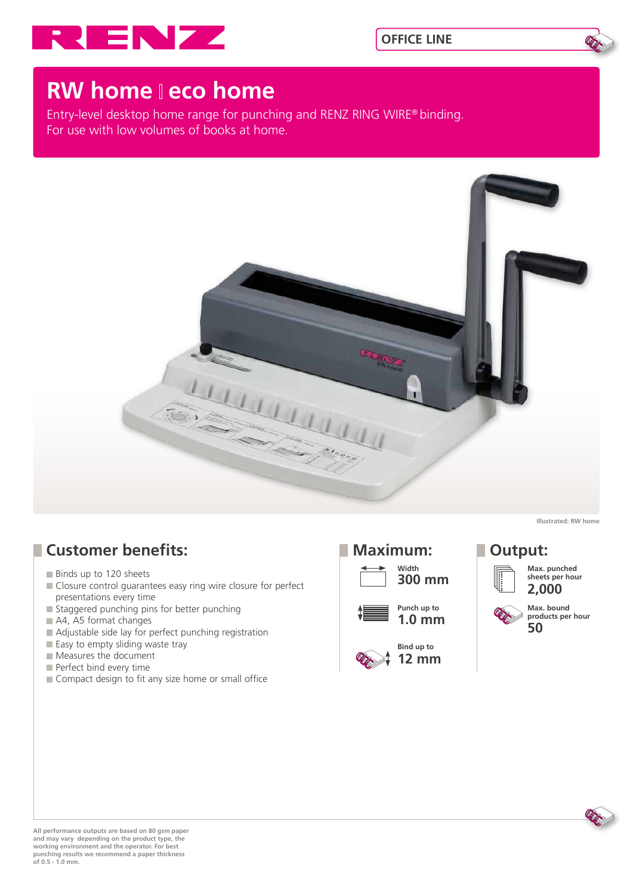RENZ

OFFICE LINE

# RW home | eco home

Entry-level desktop home range for punching and RENZ RING WIRE® binding.
For use with low volumes of books at home.

Illustrated: RW home

## Customer benefits:

- Binds up to 120 sheets
- Closure control guarantees easy ring wire closure for perfect presentations every time
- Staggered punching pins for better punching
- A4, A5 format changes
- Adjustable side lay for perfect punching registration
- Easy to empty sliding waste tray
- Measures the document
- Perfect bind every time
- Compact design to fit any size home or small office

## Maximum:

Width
**300 mm**

Punch up to
**1.0 mm**

Bind up to
**12 mm**

## Output:

Max. punched sheets per hour
**2,000**

Max. bound products per hour
**50**

All performance outputs are based on 80 gsm paper and may vary depending on the product type, the working environment and the operator. For best punching results we recommend a paper thickness of 0.5 - 1.0 mm.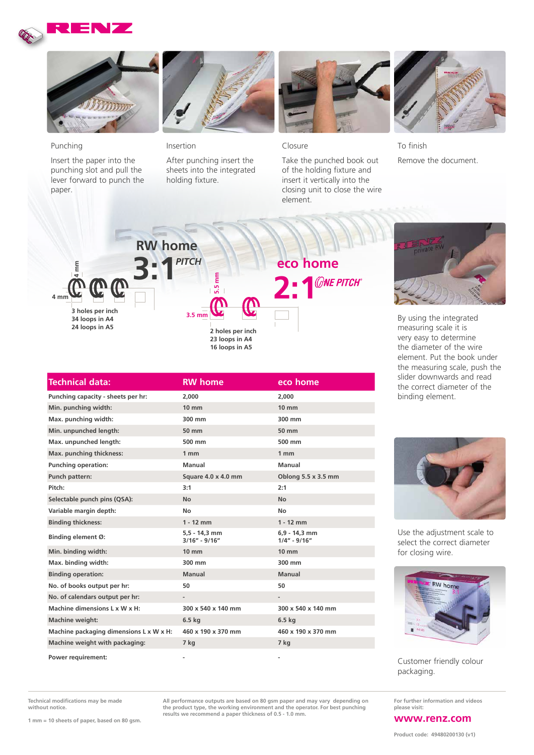Punching

Insert the paper into the punching slot and pull the lever forward to punch the paper.

Insertion

After punching insert the sheets into the integrated holding fixture.

Closure

Take the punched book out of the holding fixture and insert it vertically into the closing unit to close the wire element.

To finish

Remove the document.

## RW home

3:1 PITCH

4 mm

4 mm

3 holes per inch
34 loops in A4
24 loops in A5

## eco home

2:1 ONE PITCH®

5.5 mm

3.5 mm

2 holes per inch
23 loops in A4
16 loops in A5

By using the integrated measuring scale it is very easy to determine the diameter of the wire element. Put the book under the measuring scale, push the slider downwards and read the correct diameter of the binding element.

Use the adjustment scale to select the correct diameter for closing wire.

Customer friendly colour packaging.

| Technical data: | RW home | eco home |
|---|---|---|
| Punching capacity - sheets per hr: | 2,000 | 2,000 |
| Min. punching width: | 10 mm | 10 mm |
| Max. punching width: | 300 mm | 300 mm |
| Min. unpunched length: | 50 mm | 50 mm |
| Max. unpunched length: | 500 mm | 500 mm |
| Max. punching thickness: | 1 mm | 1 mm |
| Punching operation: | Manual | Manual |
| Punch pattern: | Square 4.0 x 4.0 mm | Oblong 5.5 x 3.5 mm |
| Pitch: | 3:1 | 2:1 |
| Selectable punch pins (QSA): | No | No |
| Variable margin depth: | No | No |
| Binding thickness: | 1 - 12 mm | 1 - 12 mm |
| Binding element Ø: | 5,5 - 14,3 mm 3/16" - 9/16" | 6,9 - 14,3 mm 1/4" - 9/16" |
| Min. binding width: | 10 mm | 10 mm |
| Max. binding width: | 300 mm | 300 mm |
| Binding operation: | Manual | Manual |
| No. of books output per hr: | 50 | 50 |
| No. of calendars output per hr: | - | - |
| Machine dimensions L x W x H: | 300 x 540 x 140 mm | 300 x 540 x 140 mm |
| Machine weight: | 6.5 kg | 6.5 kg |
| Machine packaging dimensions L x W x H: | 460 x 190 x 370 mm | 460 x 190 x 370 mm |
| Machine weight with packaging: | 7 kg | 7 kg |
| Power requirement: | - | - |

Technical modifications may be made without notice.

1 mm = 10 sheets of paper, based on 80 gsm.

All performance outputs are based on 80 gsm paper and may vary depending on the product type, the working environment and the operator. For best punching results we recommend a paper thickness of 0.5 - 1.0 mm.

For further information and videos please visit:

**www.renz.com**

Product code: 49480200130 (v1)